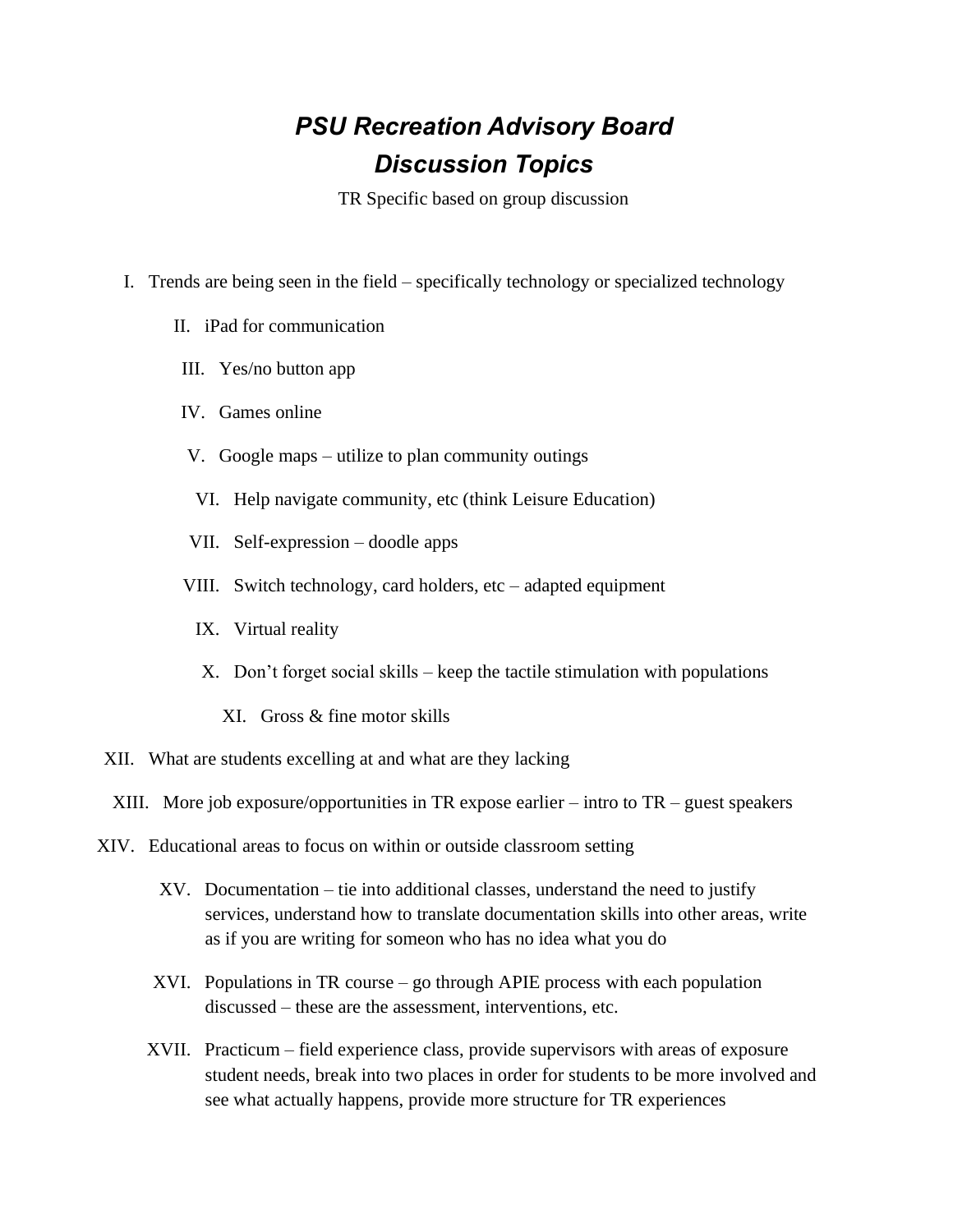# *PSU Recreation Advisory Board*
# *Discussion Topics*

TR Specific based on group discussion

I. Trends are being seen in the field – specifically technology or specialized technology

II. iPad for communication

III. Yes/no button app

IV. Games online

V. Google maps – utilize to plan community outings

VI. Help navigate community, etc (think Leisure Education)

VII. Self-expression – doodle apps

VIII. Switch technology, card holders, etc – adapted equipment

IX. Virtual reality

X. Don't forget social skills – keep the tactile stimulation with populations

XI. Gross & fine motor skills

XII. What are students excelling at and what are they lacking

XIII. More job exposure/opportunities in TR expose earlier – intro to TR – guest speakers

XIV. Educational areas to focus on within or outside classroom setting

XV. Documentation – tie into additional classes, understand the need to justify services, understand how to translate documentation skills into other areas, write as if you are writing for someon who has no idea what you do

XVI. Populations in TR course – go through APIE process with each population discussed – these are the assessment, interventions, etc.

XVII. Practicum – field experience class, provide supervisors with areas of exposure student needs, break into two places in order for students to be more involved and see what actually happens, provide more structure for TR experiences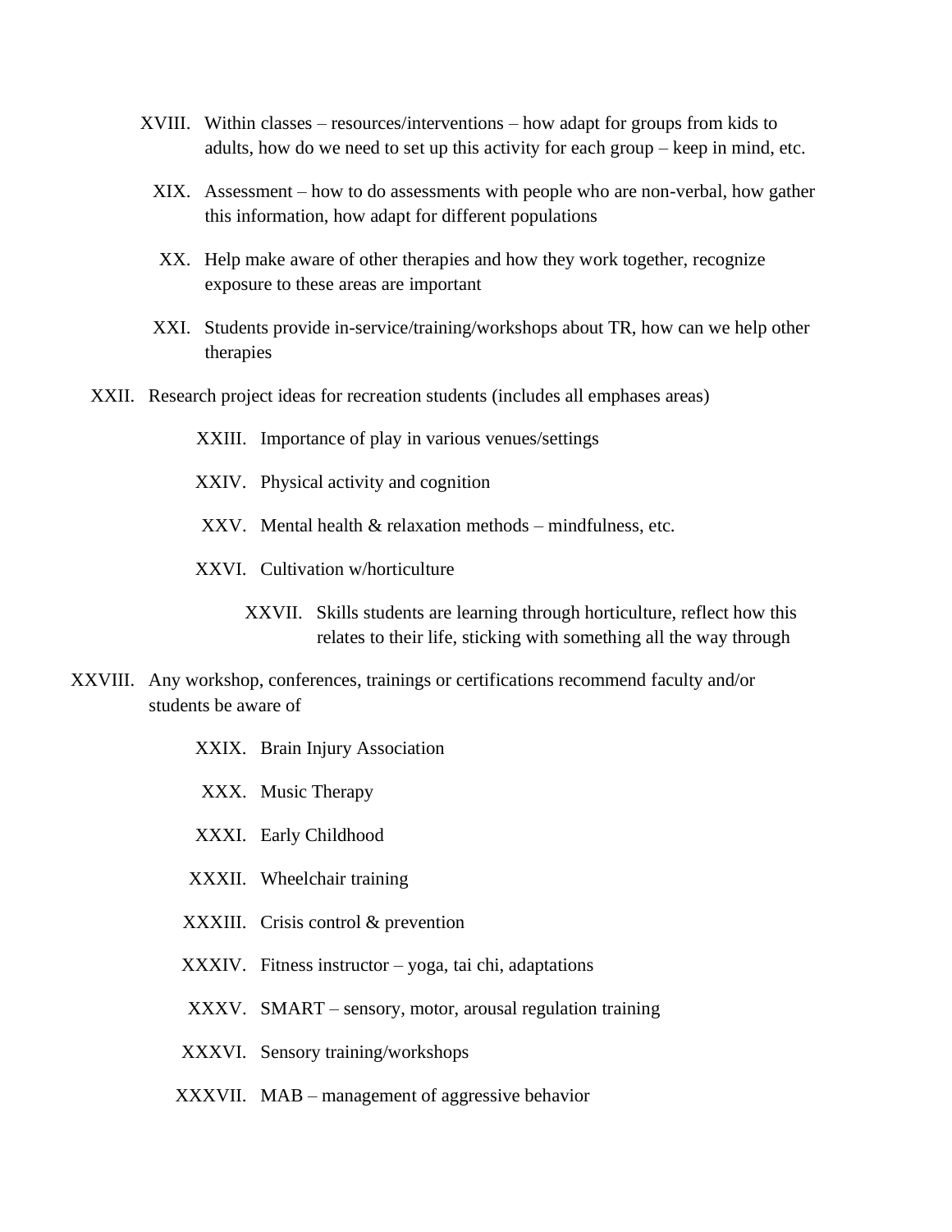XVIII. Within classes – resources/interventions – how adapt for groups from kids to adults, how do we need to set up this activity for each group – keep in mind, etc.

XIX. Assessment – how to do assessments with people who are non-verbal, how gather this information, how adapt for different populations

XX. Help make aware of other therapies and how they work together, recognize exposure to these areas are important

XXI. Students provide in-service/training/workshops about TR, how can we help other therapies

XXII. Research project ideas for recreation students (includes all emphases areas)

- XXIII. Importance of play in various venues/settings
- XXIV. Physical activity and cognition
- XXV. Mental health & relaxation methods – mindfulness, etc.
- XXVI. Cultivation w/horticulture
  - XXVII. Skills students are learning through horticulture, reflect how this relates to their life, sticking with something all the way through

XXVIII. Any workshop, conferences, trainings or certifications recommend faculty and/or students be aware of

- XXIX. Brain Injury Association
- XXX. Music Therapy
- XXXI. Early Childhood
- XXXII. Wheelchair training
- XXXIII. Crisis control & prevention
- XXXIV. Fitness instructor – yoga, tai chi, adaptations
- XXXV. SMART – sensory, motor, arousal regulation training
- XXXVI. Sensory training/workshops
- XXXVII. MAB – management of aggressive behavior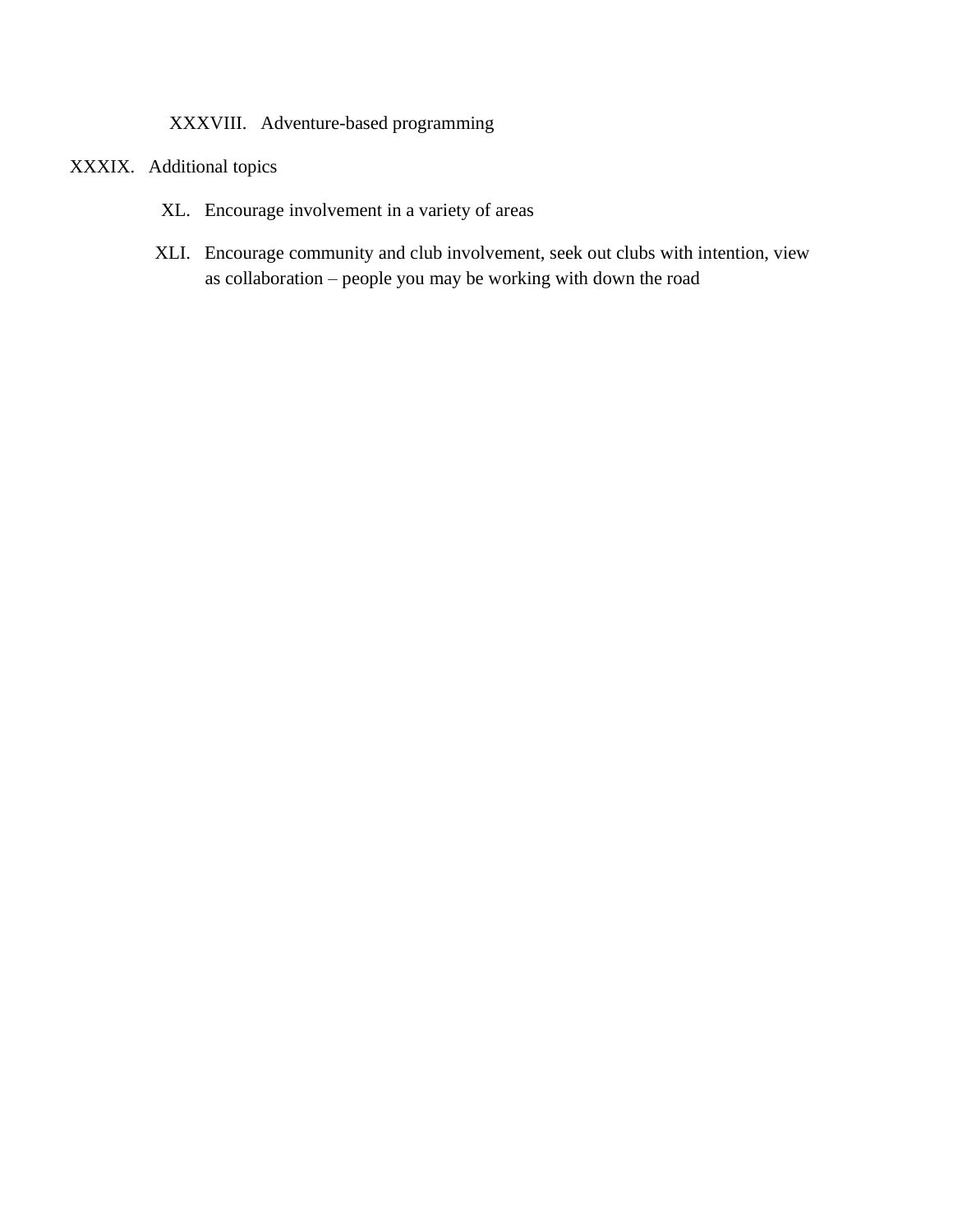XXXVIII. Adventure-based programming

XXXIX. Additional topics

XL. Encourage involvement in a variety of areas

XLI. Encourage community and club involvement, seek out clubs with intention, view as collaboration – people you may be working with down the road